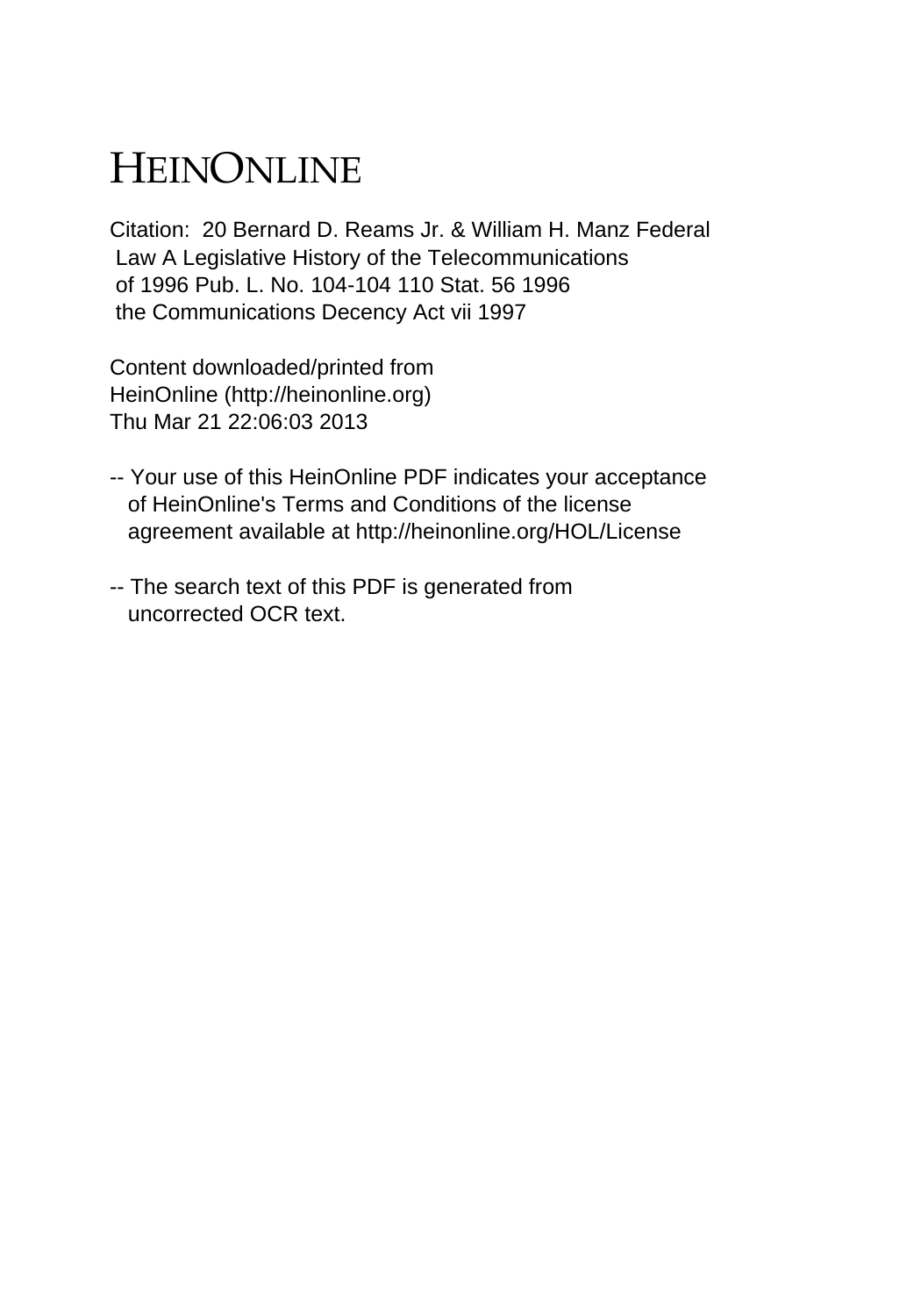# HEINONLINE

Citation: 20 Bernard D. Reams Jr. & William H. Manz Federal Law A Legislative History of the Telecommunications of 1996 Pub. L. No. 104-104 110 Stat. 56 1996 the Communications Decency Act vii 1997

Content downloaded/printed from HeinOnline (http://heinonline.org)
Thu Mar 21 22:06:03 2013

-- Your use of this HeinOnline PDF indicates your acceptance of HeinOnline's Terms and Conditions of the license agreement available at http://heinonline.org/HOL/License

-- The search text of this PDF is generated from uncorrected OCR text.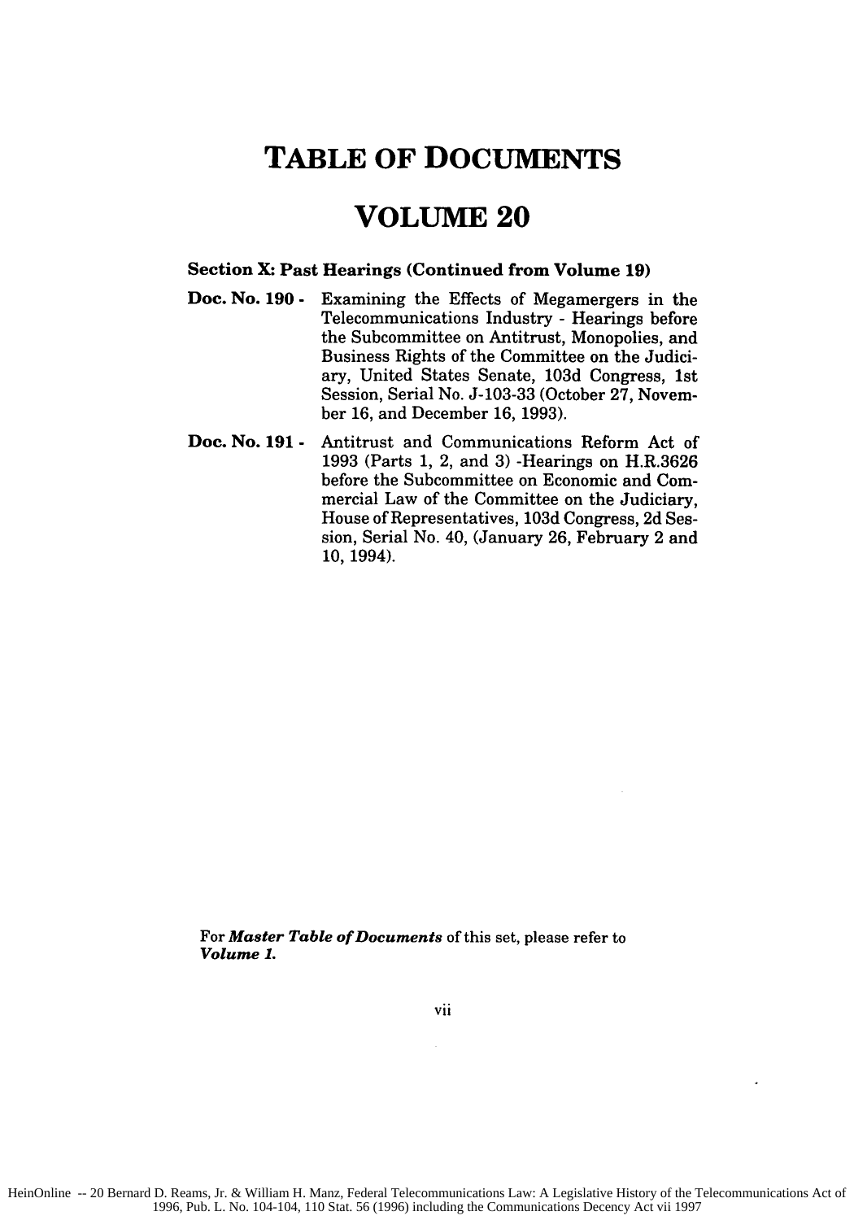# TABLE OF DOCUMENTS

# VOLUME 20

**Section X: Past Hearings (Continued from Volume 19)**

**Doc. No. 190 -** Examining the Effects of Megamergers in the Telecommunications Industry - Hearings before the Subcommittee on Antitrust, Monopolies, and Business Rights of the Committee on the Judiciary, United States Senate, 103d Congress, 1st Session, Serial No. J-103-33 (October 27, November 16, and December 16, 1993).

**Doc. No. 191 -** Antitrust and Communications Reform Act of 1993 (Parts 1, 2, and 3) -Hearings on H.R.3626 before the Subcommittee on Economic and Commercial Law of the Committee on the Judiciary, House of Representatives, 103d Congress, 2d Session, Serial No. 40, (January 26, February 2 and 10, 1994).

For ***Master Table of Documents*** of this set, please refer to ***Volume 1.***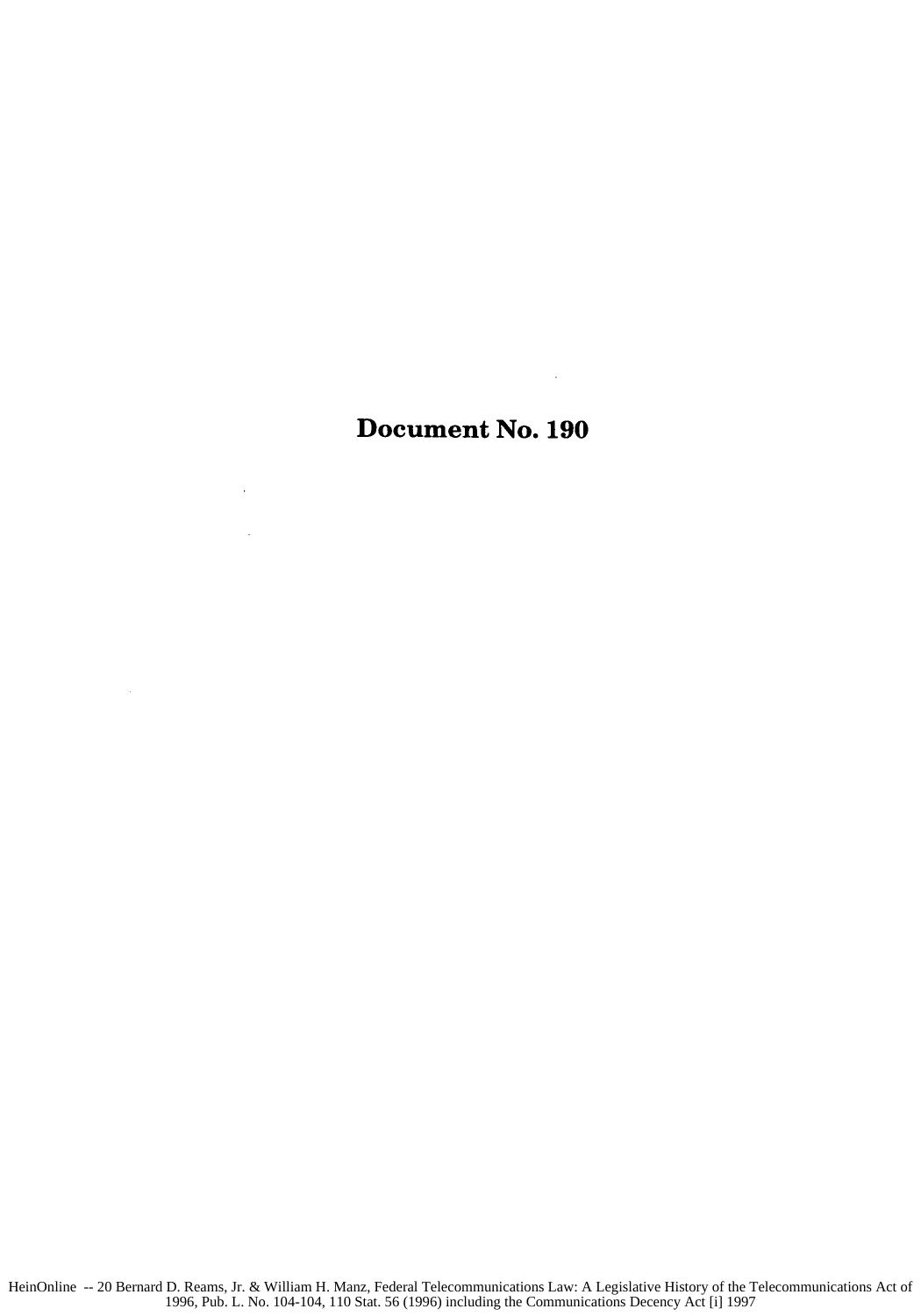# Document No. 190